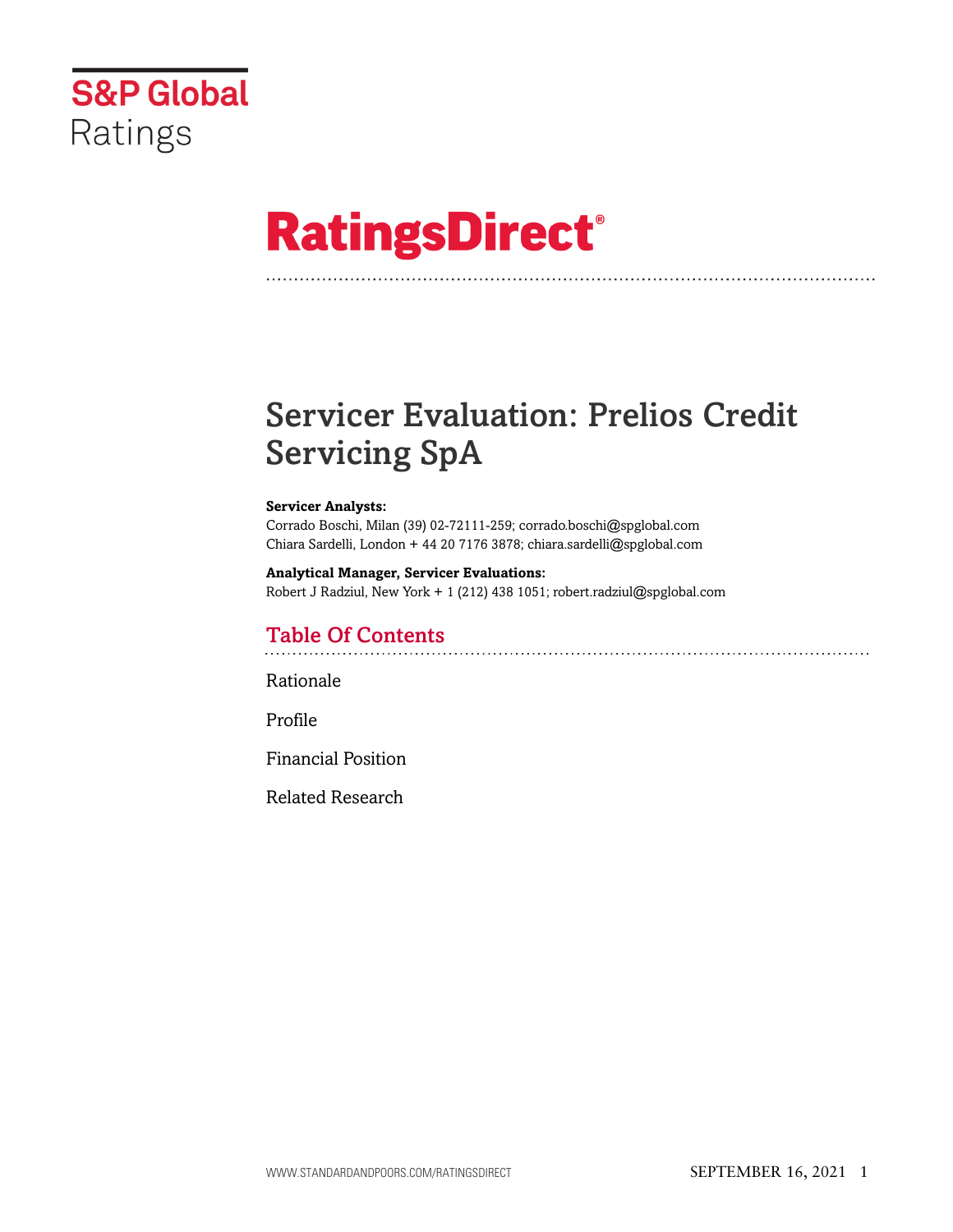S&P Global Ratings

# RatingsDirect®

# Servicer Evaluation: Prelios Credit Servicing SpA

**Servicer Analysts:**
Corrado Boschi, Milan (39) 02-72111-259; corrado.boschi@spglobal.com
Chiara Sardelli, London + 44 20 7176 3878; chiara.sardelli@spglobal.com

**Analytical Manager, Servicer Evaluations:**
Robert J Radziul, New York + 1 (212) 438 1051; robert.radziul@spglobal.com

## Table Of Contents

Rationale

Profile

Financial Position

Related Research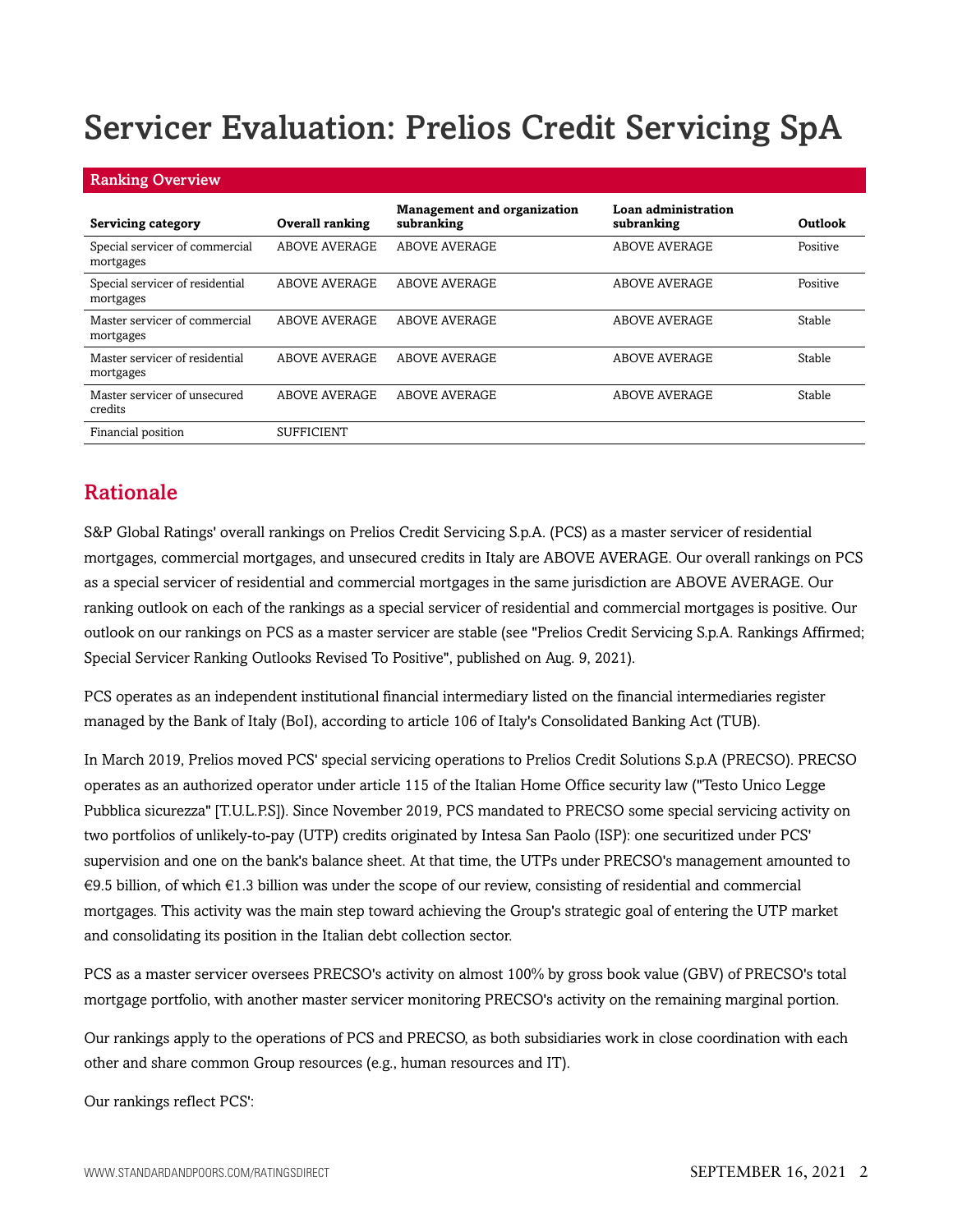# Servicer Evaluation: Prelios Credit Servicing SpA

## Ranking Overview

| Servicing category | Overall ranking | Management and organization subranking | Loan administration subranking | Outlook |
|---|---|---|---|---|
| Special servicer of commercial mortgages | ABOVE AVERAGE | ABOVE AVERAGE | ABOVE AVERAGE | Positive |
| Special servicer of residential mortgages | ABOVE AVERAGE | ABOVE AVERAGE | ABOVE AVERAGE | Positive |
| Master servicer of commercial mortgages | ABOVE AVERAGE | ABOVE AVERAGE | ABOVE AVERAGE | Stable |
| Master servicer of residential mortgages | ABOVE AVERAGE | ABOVE AVERAGE | ABOVE AVERAGE | Stable |
| Master servicer of unsecured credits | ABOVE AVERAGE | ABOVE AVERAGE | ABOVE AVERAGE | Stable |
| Financial position | SUFFICIENT | | | |

## Rationale

S&P Global Ratings' overall rankings on Prelios Credit Servicing S.p.A. (PCS) as a master servicer of residential mortgages, commercial mortgages, and unsecured credits in Italy are ABOVE AVERAGE. Our overall rankings on PCS as a special servicer of residential and commercial mortgages in the same jurisdiction are ABOVE AVERAGE. Our ranking outlook on each of the rankings as a special servicer of residential and commercial mortgages is positive. Our outlook on our rankings on PCS as a master servicer are stable (see "Prelios Credit Servicing S.p.A. Rankings Affirmed; Special Servicer Ranking Outlooks Revised To Positive", published on Aug. 9, 2021).

PCS operates as an independent institutional financial intermediary listed on the financial intermediaries register managed by the Bank of Italy (BoI), according to article 106 of Italy's Consolidated Banking Act (TUB).

In March 2019, Prelios moved PCS' special servicing operations to Prelios Credit Solutions S.p.A (PRECSO). PRECSO operates as an authorized operator under article 115 of the Italian Home Office security law ("Testo Unico Legge Pubblica sicurezza" [T.U.L.P.S]). Since November 2019, PCS mandated to PRECSO some special servicing activity on two portfolios of unlikely-to-pay (UTP) credits originated by Intesa San Paolo (ISP): one securitized under PCS' supervision and one on the bank's balance sheet. At that time, the UTPs under PRECSO's management amounted to €9.5 billion, of which €1.3 billion was under the scope of our review, consisting of residential and commercial mortgages. This activity was the main step toward achieving the Group's strategic goal of entering the UTP market and consolidating its position in the Italian debt collection sector.

PCS as a master servicer oversees PRECSO's activity on almost 100% by gross book value (GBV) of PRECSO's total mortgage portfolio, with another master servicer monitoring PRECSO's activity on the remaining marginal portion.

Our rankings apply to the operations of PCS and PRECSO, as both subsidiaries work in close coordination with each other and share common Group resources (e.g., human resources and IT).

Our rankings reflect PCS':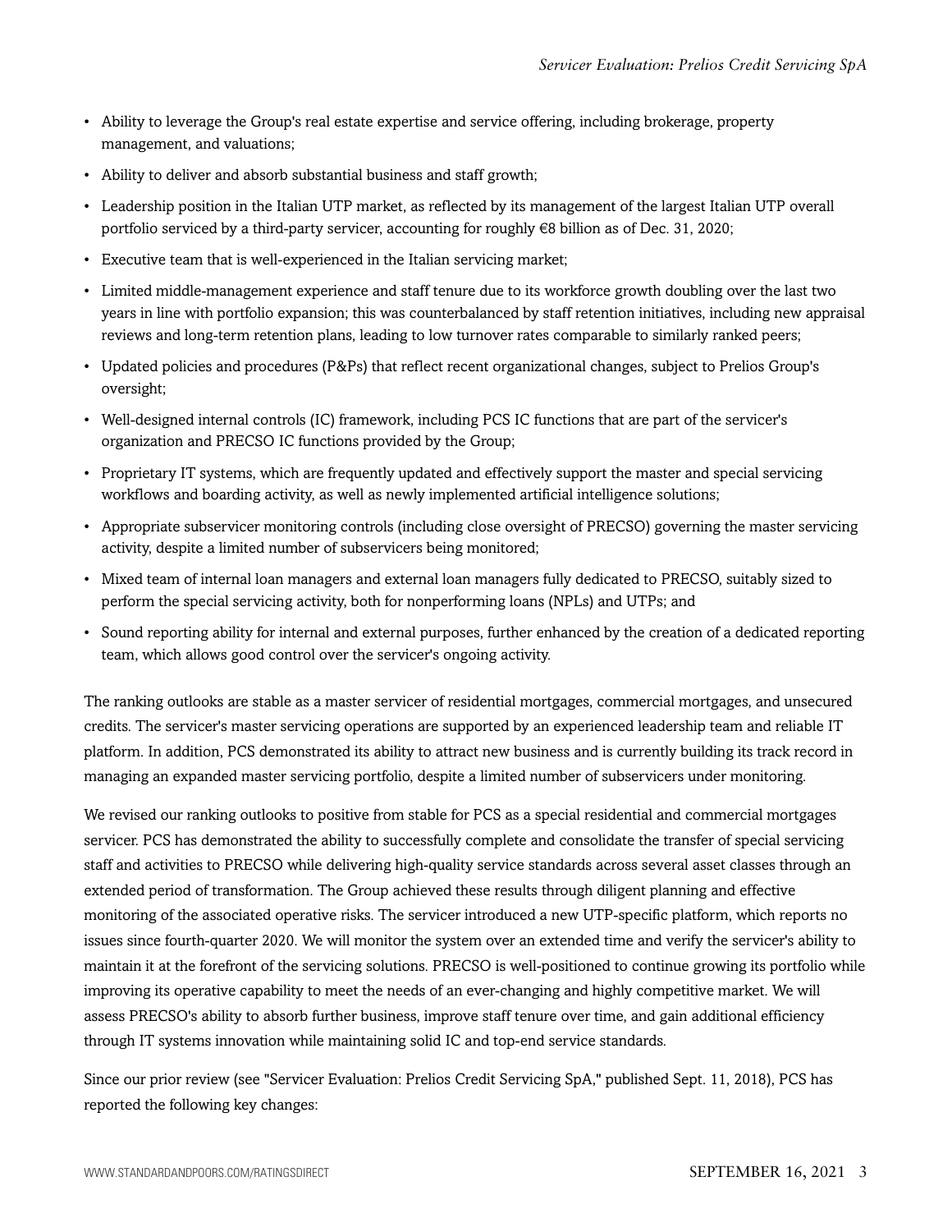- Ability to leverage the Group's real estate expertise and service offering, including brokerage, property management, and valuations;
- Ability to deliver and absorb substantial business and staff growth;
- Leadership position in the Italian UTP market, as reflected by its management of the largest Italian UTP overall portfolio serviced by a third-party servicer, accounting for roughly €8 billion as of Dec. 31, 2020;
- Executive team that is well-experienced in the Italian servicing market;
- Limited middle-management experience and staff tenure due to its workforce growth doubling over the last two years in line with portfolio expansion; this was counterbalanced by staff retention initiatives, including new appraisal reviews and long-term retention plans, leading to low turnover rates comparable to similarly ranked peers;
- Updated policies and procedures (P&Ps) that reflect recent organizational changes, subject to Prelios Group's oversight;
- Well-designed internal controls (IC) framework, including PCS IC functions that are part of the servicer's organization and PRECSO IC functions provided by the Group;
- Proprietary IT systems, which are frequently updated and effectively support the master and special servicing workflows and boarding activity, as well as newly implemented artificial intelligence solutions;
- Appropriate subservicer monitoring controls (including close oversight of PRECSO) governing the master servicing activity, despite a limited number of subservicers being monitored;
- Mixed team of internal loan managers and external loan managers fully dedicated to PRECSO, suitably sized to perform the special servicing activity, both for nonperforming loans (NPLs) and UTPs; and
- Sound reporting ability for internal and external purposes, further enhanced by the creation of a dedicated reporting team, which allows good control over the servicer's ongoing activity.

The ranking outlooks are stable as a master servicer of residential mortgages, commercial mortgages, and unsecured credits. The servicer's master servicing operations are supported by an experienced leadership team and reliable IT platform. In addition, PCS demonstrated its ability to attract new business and is currently building its track record in managing an expanded master servicing portfolio, despite a limited number of subservicers under monitoring.

We revised our ranking outlooks to positive from stable for PCS as a special residential and commercial mortgages servicer. PCS has demonstrated the ability to successfully complete and consolidate the transfer of special servicing staff and activities to PRECSO while delivering high-quality service standards across several asset classes through an extended period of transformation. The Group achieved these results through diligent planning and effective monitoring of the associated operative risks. The servicer introduced a new UTP-specific platform, which reports no issues since fourth-quarter 2020. We will monitor the system over an extended time and verify the servicer's ability to maintain it at the forefront of the servicing solutions. PRECSO is well-positioned to continue growing its portfolio while improving its operative capability to meet the needs of an ever-changing and highly competitive market. We will assess PRECSO's ability to absorb further business, improve staff tenure over time, and gain additional efficiency through IT systems innovation while maintaining solid IC and top-end service standards.

Since our prior review (see "Servicer Evaluation: Prelios Credit Servicing SpA," published Sept. 11, 2018), PCS has reported the following key changes: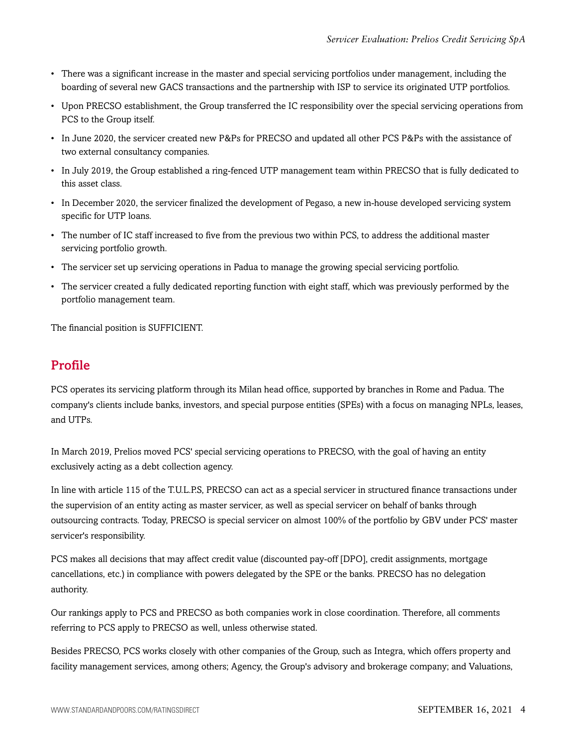- There was a significant increase in the master and special servicing portfolios under management, including the boarding of several new GACS transactions and the partnership with ISP to service its originated UTP portfolios.
- Upon PRECSO establishment, the Group transferred the IC responsibility over the special servicing operations from PCS to the Group itself.
- In June 2020, the servicer created new P&Ps for PRECSO and updated all other PCS P&Ps with the assistance of two external consultancy companies.
- In July 2019, the Group established a ring-fenced UTP management team within PRECSO that is fully dedicated to this asset class.
- In December 2020, the servicer finalized the development of Pegaso, a new in-house developed servicing system specific for UTP loans.
- The number of IC staff increased to five from the previous two within PCS, to address the additional master servicing portfolio growth.
- The servicer set up servicing operations in Padua to manage the growing special servicing portfolio.
- The servicer created a fully dedicated reporting function with eight staff, which was previously performed by the portfolio management team.

The financial position is SUFFICIENT.

## Profile

PCS operates its servicing platform through its Milan head office, supported by branches in Rome and Padua. The company's clients include banks, investors, and special purpose entities (SPEs) with a focus on managing NPLs, leases, and UTPs.

In March 2019, Prelios moved PCS' special servicing operations to PRECSO, with the goal of having an entity exclusively acting as a debt collection agency.

In line with article 115 of the T.U.L.P.S, PRECSO can act as a special servicer in structured finance transactions under the supervision of an entity acting as master servicer, as well as special servicer on behalf of banks through outsourcing contracts. Today, PRECSO is special servicer on almost 100% of the portfolio by GBV under PCS' master servicer's responsibility.

PCS makes all decisions that may affect credit value (discounted pay-off [DPO], credit assignments, mortgage cancellations, etc.) in compliance with powers delegated by the SPE or the banks. PRECSO has no delegation authority.

Our rankings apply to PCS and PRECSO as both companies work in close coordination. Therefore, all comments referring to PCS apply to PRECSO as well, unless otherwise stated.

Besides PRECSO, PCS works closely with other companies of the Group, such as Integra, which offers property and facility management services, among others; Agency, the Group's advisory and brokerage company; and Valuations,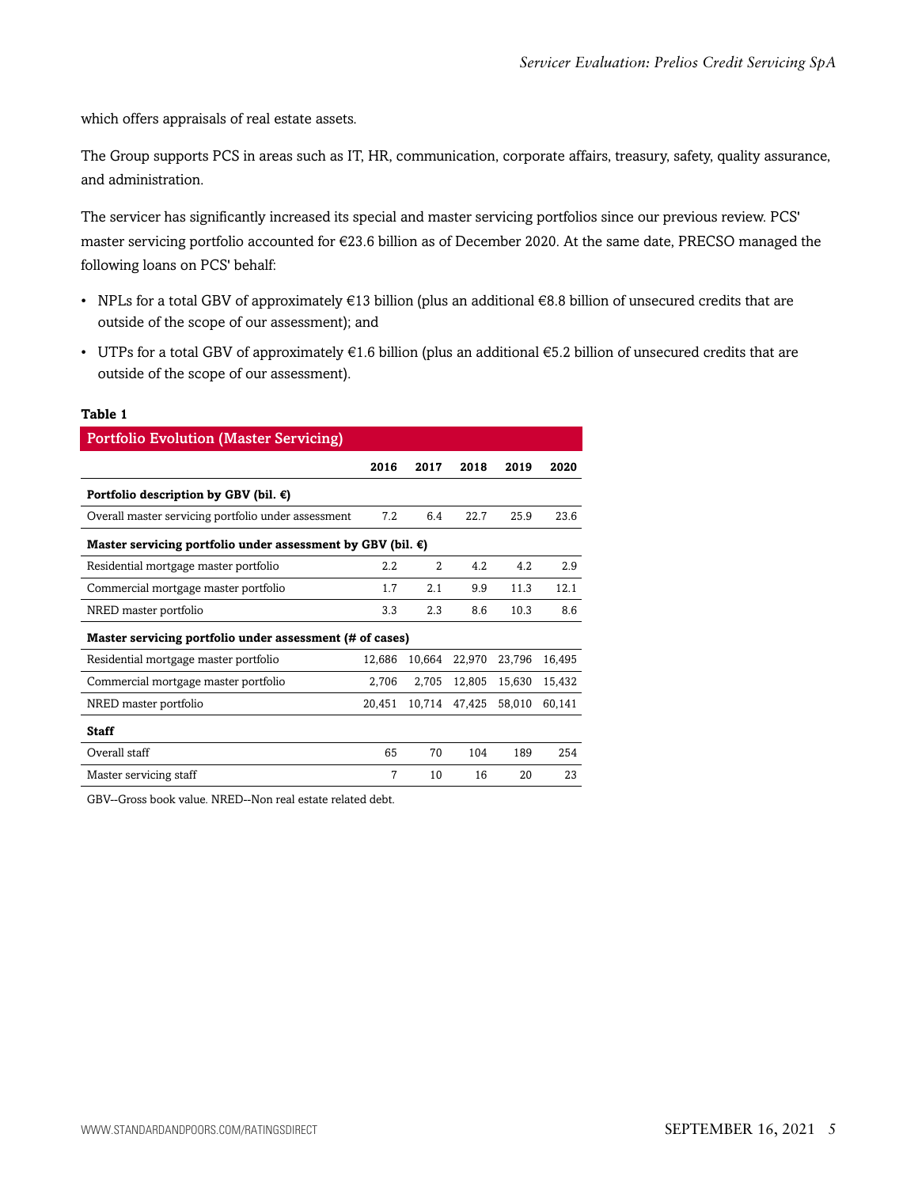which offers appraisals of real estate assets.

The Group supports PCS in areas such as IT, HR, communication, corporate affairs, treasury, safety, quality assurance, and administration.

The servicer has significantly increased its special and master servicing portfolios since our previous review. PCS' master servicing portfolio accounted for €23.6 billion as of December 2020. At the same date, PRECSO managed the following loans on PCS' behalf:

- NPLs for a total GBV of approximately €13 billion (plus an additional €8.8 billion of unsecured credits that are outside of the scope of our assessment); and
- UTPs for a total GBV of approximately €1.6 billion (plus an additional €5.2 billion of unsecured credits that are outside of the scope of our assessment).

**Table 1**

**Portfolio Evolution (Master Servicing)**

| | 2016 | 2017 | 2018 | 2019 | 2020 |
|---|---|---|---|---|---|
| **Portfolio description by GBV (bil. €)** | | | | | |
| Overall master servicing portfolio under assessment | 7.2 | 6.4 | 22.7 | 25.9 | 23.6 |
| **Master servicing portfolio under assessment by GBV (bil. €)** | | | | | |
| Residential mortgage master portfolio | 2.2 | 2 | 4.2 | 4.2 | 2.9 |
| Commercial mortgage master portfolio | 1.7 | 2.1 | 9.9 | 11.3 | 12.1 |
| NRED master portfolio | 3.3 | 2.3 | 8.6 | 10.3 | 8.6 |
| **Master servicing portfolio under assessment (# of cases)** | | | | | |
| Residential mortgage master portfolio | 12,686 | 10,664 | 22,970 | 23,796 | 16,495 |
| Commercial mortgage master portfolio | 2,706 | 2,705 | 12,805 | 15,630 | 15,432 |
| NRED master portfolio | 20,451 | 10,714 | 47,425 | 58,010 | 60,141 |
| **Staff** | | | | | |
| Overall staff | 65 | 70 | 104 | 189 | 254 |
| Master servicing staff | 7 | 10 | 16 | 20 | 23 |

GBV--Gross book value. NRED--Non real estate related debt.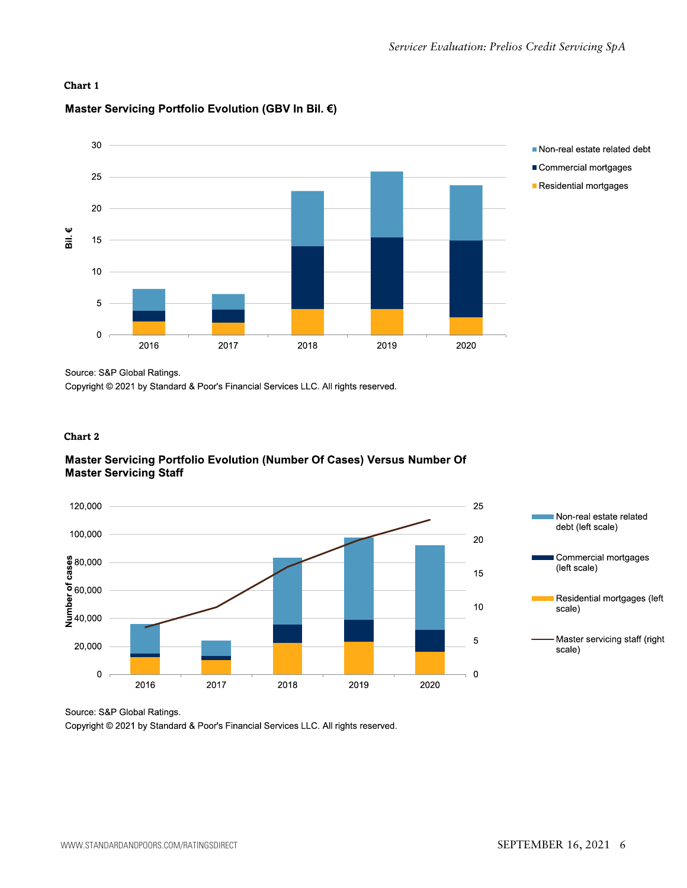**Chart 1**

**Master Servicing Portfolio Evolution (GBV In Bil. €)**

Source: S&P Global Ratings.

Copyright © 2021 by Standard & Poor's Financial Services LLC. All rights reserved.

**Chart 2**

**Master Servicing Portfolio Evolution (Number Of Cases) Versus Number Of Master Servicing Staff**

Source: S&P Global Ratings.

Copyright © 2021 by Standard & Poor's Financial Services LLC. All rights reserved.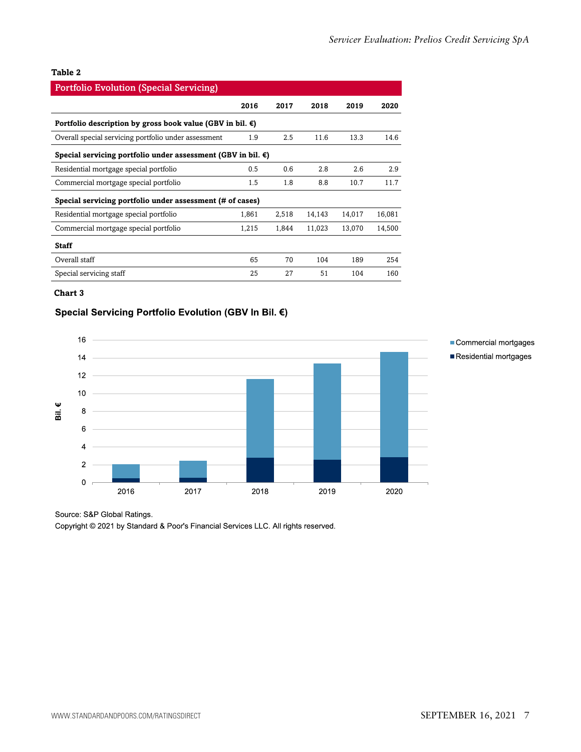**Table 2**

**Portfolio Evolution (Special Servicing)**

| | 2016 | 2017 | 2018 | 2019 | 2020 |
|---|---|---|---|---|---|
| **Portfolio description by gross book value (GBV in bil. €)** | | | | | |
| Overall special servicing portfolio under assessment | 1.9 | 2.5 | 11.6 | 13.3 | 14.6 |
| **Special servicing portfolio under assessment (GBV in bil. €)** | | | | | |
| Residential mortgage special portfolio | 0.5 | 0.6 | 2.8 | 2.6 | 2.9 |
| Commercial mortgage special portfolio | 1.5 | 1.8 | 8.8 | 10.7 | 11.7 |
| **Special servicing portfolio under assessment (# of cases)** | | | | | |
| Residential mortgage special portfolio | 1,861 | 2,518 | 14,143 | 14,017 | 16,081 |
| Commercial mortgage special portfolio | 1,215 | 1,844 | 11,023 | 13,070 | 14,500 |
| **Staff** | | | | | |
| Overall staff | 65 | 70 | 104 | 189 | 254 |
| Special servicing staff | 25 | 27 | 51 | 104 | 160 |

**Chart 3**

**Special Servicing Portfolio Evolution (GBV In Bil. €)**

Source: S&P Global Ratings.

Copyright © 2021 by Standard & Poor's Financial Services LLC. All rights reserved.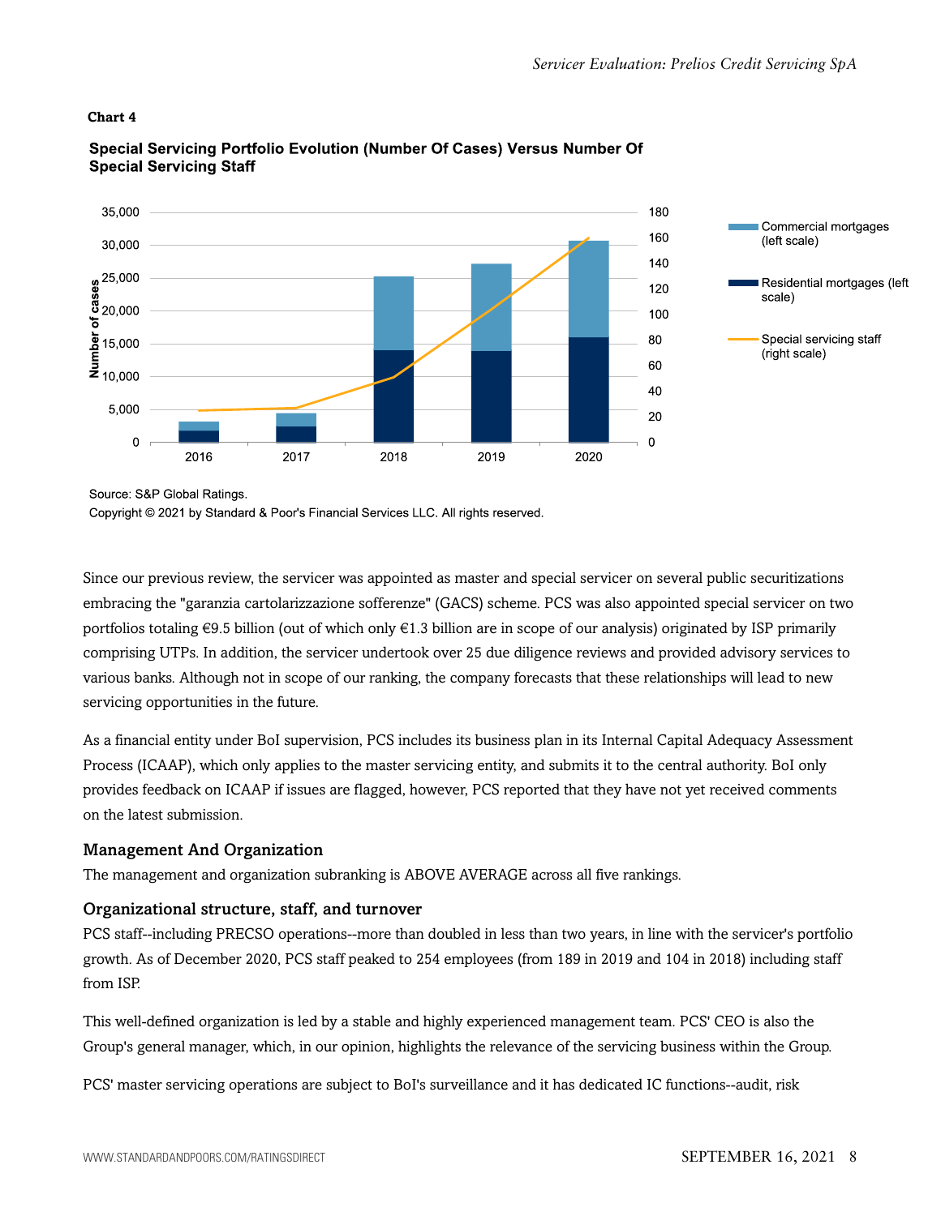**Chart 4**

**Special Servicing Portfolio Evolution (Number Of Cases) Versus Number Of Special Servicing Staff**

Source: S&P Global Ratings.

Copyright © 2021 by Standard & Poor's Financial Services LLC. All rights reserved.

Since our previous review, the servicer was appointed as master and special servicer on several public securitizations embracing the "garanzia cartolarizzazione sofferenze" (GACS) scheme. PCS was also appointed special servicer on two portfolios totaling €9.5 billion (out of which only €1.3 billion are in scope of our analysis) originated by ISP primarily comprising UTPs. In addition, the servicer undertook over 25 due diligence reviews and provided advisory services to various banks. Although not in scope of our ranking, the company forecasts that these relationships will lead to new servicing opportunities in the future.

As a financial entity under BoI supervision, PCS includes its business plan in its Internal Capital Adequacy Assessment Process (ICAAP), which only applies to the master servicing entity, and submits it to the central authority. BoI only provides feedback on ICAAP if issues are flagged, however, PCS reported that they have not yet received comments on the latest submission.

### Management And Organization

The management and organization subranking is ABOVE AVERAGE across all five rankings.

### Organizational structure, staff, and turnover

PCS staff--including PRECSO operations--more than doubled in less than two years, in line with the servicer's portfolio growth. As of December 2020, PCS staff peaked to 254 employees (from 189 in 2019 and 104 in 2018) including staff from ISP.

This well-defined organization is led by a stable and highly experienced management team. PCS' CEO is also the Group's general manager, which, in our opinion, highlights the relevance of the servicing business within the Group.

PCS' master servicing operations are subject to BoI's surveillance and it has dedicated IC functions--audit, risk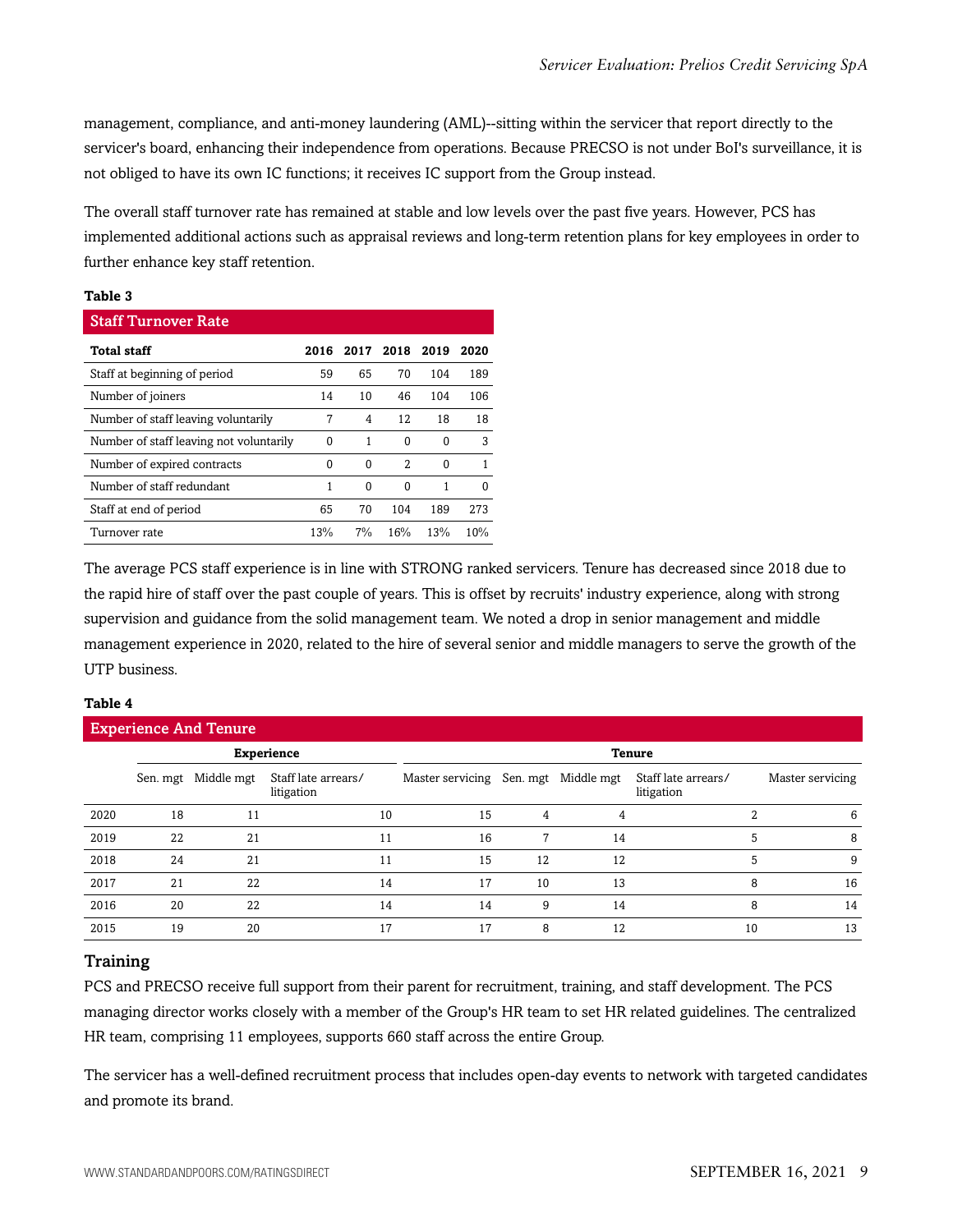management, compliance, and anti-money laundering (AML)--sitting within the servicer that report directly to the servicer's board, enhancing their independence from operations. Because PRECSO is not under BoI's surveillance, it is not obliged to have its own IC functions; it receives IC support from the Group instead.

The overall staff turnover rate has remained at stable and low levels over the past five years. However, PCS has implemented additional actions such as appraisal reviews and long-term retention plans for key employees in order to further enhance key staff retention.

**Table 3**

**Staff Turnover Rate**

| Total staff | 2016 | 2017 | 2018 | 2019 | 2020 |
|---|---|---|---|---|---|
| Staff at beginning of period | 59 | 65 | 70 | 104 | 189 |
| Number of joiners | 14 | 10 | 46 | 104 | 106 |
| Number of staff leaving voluntarily | 7 | 4 | 12 | 18 | 18 |
| Number of staff leaving not voluntarily | 0 | 1 | 0 | 0 | 3 |
| Number of expired contracts | 0 | 0 | 2 | 0 | 1 |
| Number of staff redundant | 1 | 0 | 0 | 1 | 0 |
| Staff at end of period | 65 | 70 | 104 | 189 | 273 |
| Turnover rate | 13% | 7% | 16% | 13% | 10% |

The average PCS staff experience is in line with STRONG ranked servicers. Tenure has decreased since 2018 due to the rapid hire of staff over the past couple of years. This is offset by recruits' industry experience, along with strong supervision and guidance from the solid management team. We noted a drop in senior management and middle management experience in 2020, related to the hire of several senior and middle managers to serve the growth of the UTP business.

**Table 4**

**Experience And Tenure**

| | Experience | | | | Tenure | | | |
|---|---|---|---|---|---|---|---|---|
| | Sen. mgt | Middle mgt | Staff late arrears/ litigation | Master servicing | Sen. mgt | Middle mgt | Staff late arrears/ litigation | Master servicing |
| 2020 | 18 | 11 | 10 | 15 | 4 | 4 | 2 | 6 |
| 2019 | 22 | 21 | 11 | 16 | 7 | 14 | 5 | 8 |
| 2018 | 24 | 21 | 11 | 15 | 12 | 12 | 5 | 9 |
| 2017 | 21 | 22 | 14 | 17 | 10 | 13 | 8 | 16 |
| 2016 | 20 | 22 | 14 | 14 | 9 | 14 | 8 | 14 |
| 2015 | 19 | 20 | 17 | 17 | 8 | 12 | 10 | 13 |

## Training

PCS and PRECSO receive full support from their parent for recruitment, training, and staff development. The PCS managing director works closely with a member of the Group's HR team to set HR related guidelines. The centralized HR team, comprising 11 employees, supports 660 staff across the entire Group.

The servicer has a well-defined recruitment process that includes open-day events to network with targeted candidates and promote its brand.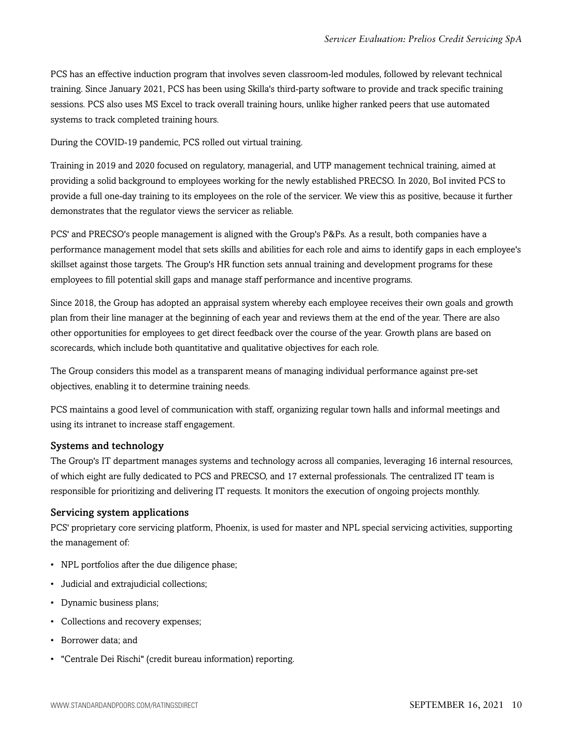PCS has an effective induction program that involves seven classroom-led modules, followed by relevant technical training. Since January 2021, PCS has been using Skilla's third-party software to provide and track specific training sessions. PCS also uses MS Excel to track overall training hours, unlike higher ranked peers that use automated systems to track completed training hours.

During the COVID-19 pandemic, PCS rolled out virtual training.

Training in 2019 and 2020 focused on regulatory, managerial, and UTP management technical training, aimed at providing a solid background to employees working for the newly established PRECSO. In 2020, BoI invited PCS to provide a full one-day training to its employees on the role of the servicer. We view this as positive, because it further demonstrates that the regulator views the servicer as reliable.

PCS' and PRECSO's people management is aligned with the Group's P&Ps. As a result, both companies have a performance management model that sets skills and abilities for each role and aims to identify gaps in each employee's skillset against those targets. The Group's HR function sets annual training and development programs for these employees to fill potential skill gaps and manage staff performance and incentive programs.

Since 2018, the Group has adopted an appraisal system whereby each employee receives their own goals and growth plan from their line manager at the beginning of each year and reviews them at the end of the year. There are also other opportunities for employees to get direct feedback over the course of the year. Growth plans are based on scorecards, which include both quantitative and qualitative objectives for each role.

The Group considers this model as a transparent means of managing individual performance against pre-set objectives, enabling it to determine training needs.

PCS maintains a good level of communication with staff, organizing regular town halls and informal meetings and using its intranet to increase staff engagement.

### Systems and technology

The Group's IT department manages systems and technology across all companies, leveraging 16 internal resources, of which eight are fully dedicated to PCS and PRECSO, and 17 external professionals. The centralized IT team is responsible for prioritizing and delivering IT requests. It monitors the execution of ongoing projects monthly.

### Servicing system applications

PCS' proprietary core servicing platform, Phoenix, is used for master and NPL special servicing activities, supporting the management of:

- NPL portfolios after the due diligence phase;
- Judicial and extrajudicial collections;
- Dynamic business plans;
- Collections and recovery expenses;
- Borrower data; and
- "Centrale Dei Rischi" (credit bureau information) reporting.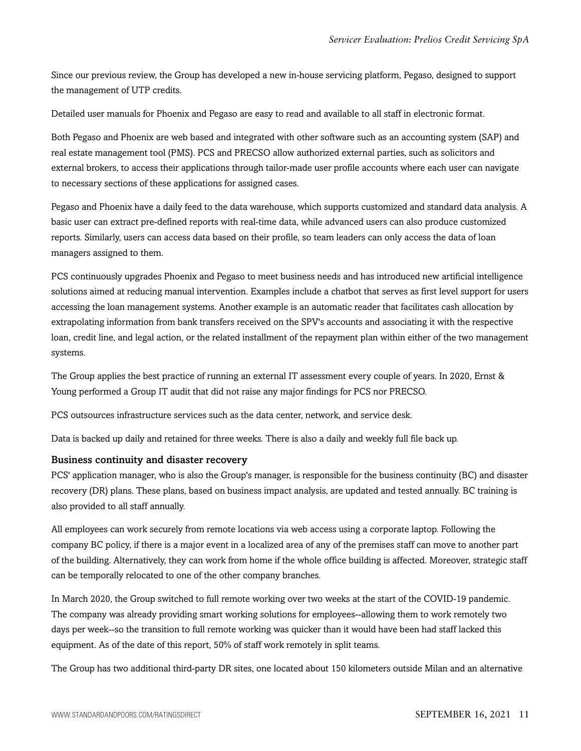Since our previous review, the Group has developed a new in-house servicing platform, Pegaso, designed to support the management of UTP credits.

Detailed user manuals for Phoenix and Pegaso are easy to read and available to all staff in electronic format.

Both Pegaso and Phoenix are web based and integrated with other software such as an accounting system (SAP) and real estate management tool (PMS). PCS and PRECSO allow authorized external parties, such as solicitors and external brokers, to access their applications through tailor-made user profile accounts where each user can navigate to necessary sections of these applications for assigned cases.

Pegaso and Phoenix have a daily feed to the data warehouse, which supports customized and standard data analysis. A basic user can extract pre-defined reports with real-time data, while advanced users can also produce customized reports. Similarly, users can access data based on their profile, so team leaders can only access the data of loan managers assigned to them.

PCS continuously upgrades Phoenix and Pegaso to meet business needs and has introduced new artificial intelligence solutions aimed at reducing manual intervention. Examples include a chatbot that serves as first level support for users accessing the loan management systems. Another example is an automatic reader that facilitates cash allocation by extrapolating information from bank transfers received on the SPV's accounts and associating it with the respective loan, credit line, and legal action, or the related installment of the repayment plan within either of the two management systems.

The Group applies the best practice of running an external IT assessment every couple of years. In 2020, Ernst & Young performed a Group IT audit that did not raise any major findings for PCS nor PRECSO.

PCS outsources infrastructure services such as the data center, network, and service desk.

Data is backed up daily and retained for three weeks. There is also a daily and weekly full file back up.

### Business continuity and disaster recovery

PCS' application manager, who is also the Group's manager, is responsible for the business continuity (BC) and disaster recovery (DR) plans. These plans, based on business impact analysis, are updated and tested annually. BC training is also provided to all staff annually.

All employees can work securely from remote locations via web access using a corporate laptop. Following the company BC policy, if there is a major event in a localized area of any of the premises staff can move to another part of the building. Alternatively, they can work from home if the whole office building is affected. Moreover, strategic staff can be temporally relocated to one of the other company branches.

In March 2020, the Group switched to full remote working over two weeks at the start of the COVID-19 pandemic. The company was already providing smart working solutions for employees--allowing them to work remotely two days per week--so the transition to full remote working was quicker than it would have been had staff lacked this equipment. As of the date of this report, 50% of staff work remotely in split teams.

The Group has two additional third-party DR sites, one located about 150 kilometers outside Milan and an alternative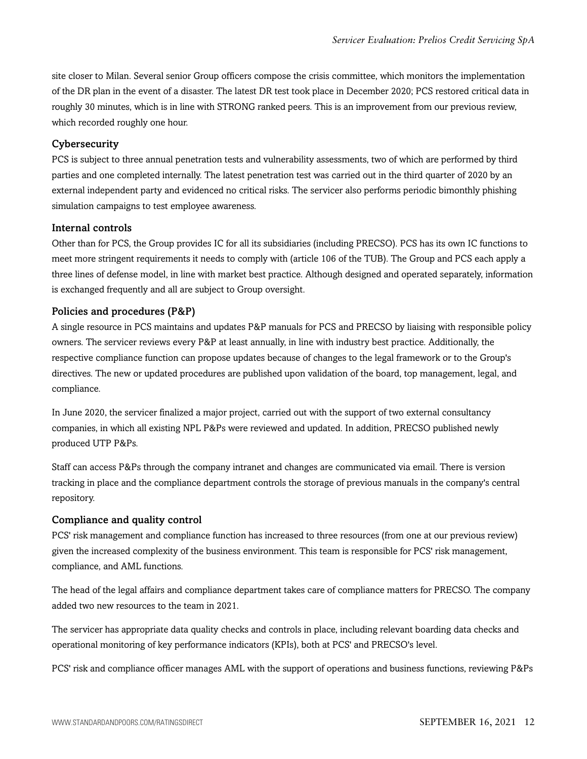site closer to Milan. Several senior Group officers compose the crisis committee, which monitors the implementation of the DR plan in the event of a disaster. The latest DR test took place in December 2020; PCS restored critical data in roughly 30 minutes, which is in line with STRONG ranked peers. This is an improvement from our previous review, which recorded roughly one hour.

### Cybersecurity

PCS is subject to three annual penetration tests and vulnerability assessments, two of which are performed by third parties and one completed internally. The latest penetration test was carried out in the third quarter of 2020 by an external independent party and evidenced no critical risks. The servicer also performs periodic bimonthly phishing simulation campaigns to test employee awareness.

### Internal controls

Other than for PCS, the Group provides IC for all its subsidiaries (including PRECSO). PCS has its own IC functions to meet more stringent requirements it needs to comply with (article 106 of the TUB). The Group and PCS each apply a three lines of defense model, in line with market best practice. Although designed and operated separately, information is exchanged frequently and all are subject to Group oversight.

### Policies and procedures (P&P)

A single resource in PCS maintains and updates P&P manuals for PCS and PRECSO by liaising with responsible policy owners. The servicer reviews every P&P at least annually, in line with industry best practice. Additionally, the respective compliance function can propose updates because of changes to the legal framework or to the Group's directives. The new or updated procedures are published upon validation of the board, top management, legal, and compliance.

In June 2020, the servicer finalized a major project, carried out with the support of two external consultancy companies, in which all existing NPL P&Ps were reviewed and updated. In addition, PRECSO published newly produced UTP P&Ps.

Staff can access P&Ps through the company intranet and changes are communicated via email. There is version tracking in place and the compliance department controls the storage of previous manuals in the company's central repository.

### Compliance and quality control

PCS' risk management and compliance function has increased to three resources (from one at our previous review) given the increased complexity of the business environment. This team is responsible for PCS' risk management, compliance, and AML functions.

The head of the legal affairs and compliance department takes care of compliance matters for PRECSO. The company added two new resources to the team in 2021.

The servicer has appropriate data quality checks and controls in place, including relevant boarding data checks and operational monitoring of key performance indicators (KPIs), both at PCS' and PRECSO's level.

PCS' risk and compliance officer manages AML with the support of operations and business functions, reviewing P&Ps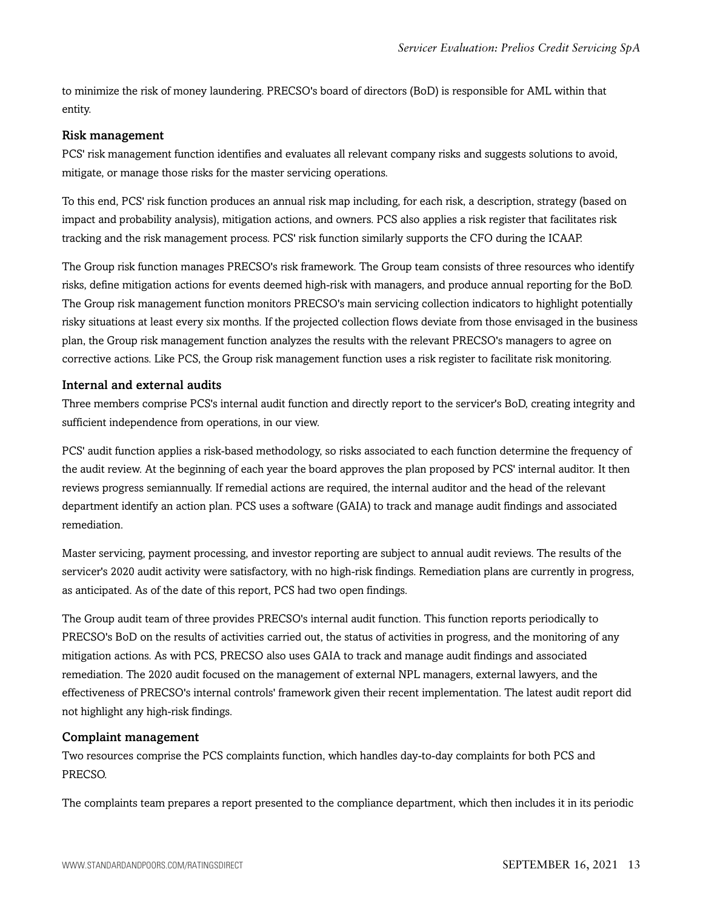to minimize the risk of money laundering. PRECSO's board of directors (BoD) is responsible for AML within that entity.

### Risk management

PCS' risk management function identifies and evaluates all relevant company risks and suggests solutions to avoid, mitigate, or manage those risks for the master servicing operations.

To this end, PCS' risk function produces an annual risk map including, for each risk, a description, strategy (based on impact and probability analysis), mitigation actions, and owners. PCS also applies a risk register that facilitates risk tracking and the risk management process. PCS' risk function similarly supports the CFO during the ICAAP.

The Group risk function manages PRECSO's risk framework. The Group team consists of three resources who identify risks, define mitigation actions for events deemed high-risk with managers, and produce annual reporting for the BoD. The Group risk management function monitors PRECSO's main servicing collection indicators to highlight potentially risky situations at least every six months. If the projected collection flows deviate from those envisaged in the business plan, the Group risk management function analyzes the results with the relevant PRECSO's managers to agree on corrective actions. Like PCS, the Group risk management function uses a risk register to facilitate risk monitoring.

### Internal and external audits

Three members comprise PCS's internal audit function and directly report to the servicer's BoD, creating integrity and sufficient independence from operations, in our view.

PCS' audit function applies a risk-based methodology, so risks associated to each function determine the frequency of the audit review. At the beginning of each year the board approves the plan proposed by PCS' internal auditor. It then reviews progress semiannually. If remedial actions are required, the internal auditor and the head of the relevant department identify an action plan. PCS uses a software (GAIA) to track and manage audit findings and associated remediation.

Master servicing, payment processing, and investor reporting are subject to annual audit reviews. The results of the servicer's 2020 audit activity were satisfactory, with no high-risk findings. Remediation plans are currently in progress, as anticipated. As of the date of this report, PCS had two open findings.

The Group audit team of three provides PRECSO's internal audit function. This function reports periodically to PRECSO's BoD on the results of activities carried out, the status of activities in progress, and the monitoring of any mitigation actions. As with PCS, PRECSO also uses GAIA to track and manage audit findings and associated remediation. The 2020 audit focused on the management of external NPL managers, external lawyers, and the effectiveness of PRECSO's internal controls' framework given their recent implementation. The latest audit report did not highlight any high-risk findings.

### Complaint management

Two resources comprise the PCS complaints function, which handles day-to-day complaints for both PCS and PRECSO.

The complaints team prepares a report presented to the compliance department, which then includes it in its periodic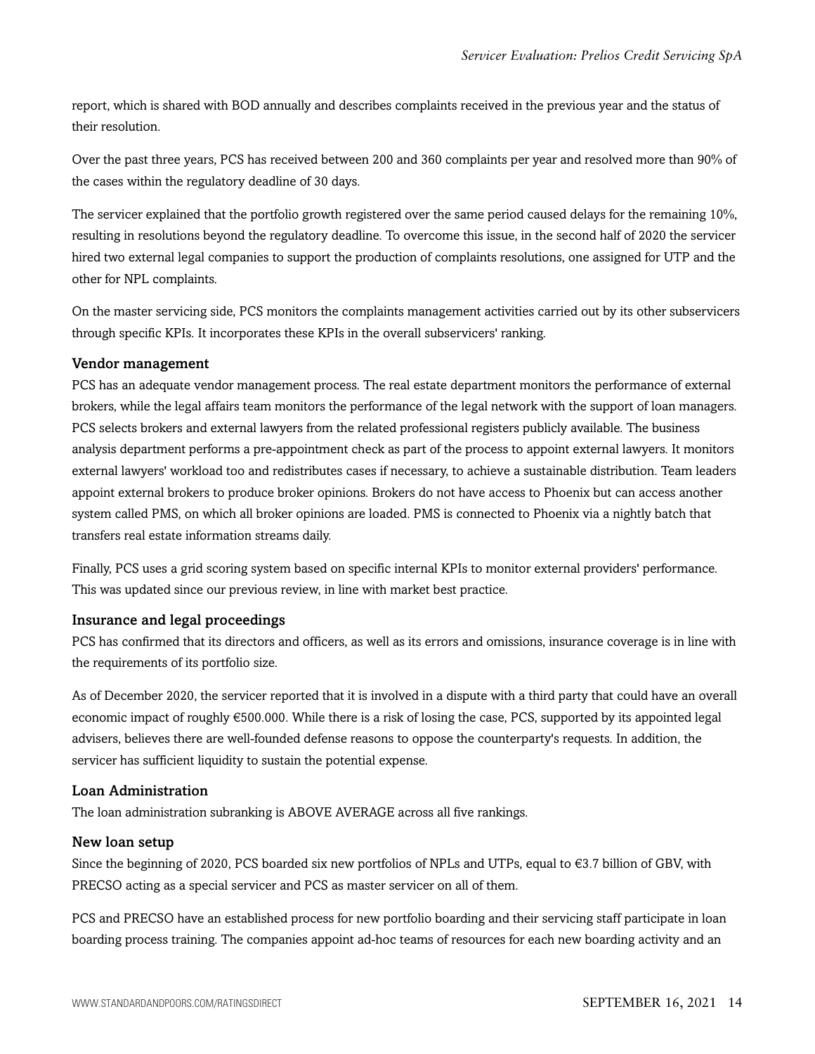report, which is shared with BOD annually and describes complaints received in the previous year and the status of their resolution.

Over the past three years, PCS has received between 200 and 360 complaints per year and resolved more than 90% of the cases within the regulatory deadline of 30 days.

The servicer explained that the portfolio growth registered over the same period caused delays for the remaining 10%, resulting in resolutions beyond the regulatory deadline. To overcome this issue, in the second half of 2020 the servicer hired two external legal companies to support the production of complaints resolutions, one assigned for UTP and the other for NPL complaints.

On the master servicing side, PCS monitors the complaints management activities carried out by its other subservicers through specific KPIs. It incorporates these KPIs in the overall subservicers' ranking.

### Vendor management

PCS has an adequate vendor management process. The real estate department monitors the performance of external brokers, while the legal affairs team monitors the performance of the legal network with the support of loan managers. PCS selects brokers and external lawyers from the related professional registers publicly available. The business analysis department performs a pre-appointment check as part of the process to appoint external lawyers. It monitors external lawyers' workload too and redistributes cases if necessary, to achieve a sustainable distribution. Team leaders appoint external brokers to produce broker opinions. Brokers do not have access to Phoenix but can access another system called PMS, on which all broker opinions are loaded. PMS is connected to Phoenix via a nightly batch that transfers real estate information streams daily.

Finally, PCS uses a grid scoring system based on specific internal KPIs to monitor external providers' performance. This was updated since our previous review, in line with market best practice.

### Insurance and legal proceedings

PCS has confirmed that its directors and officers, as well as its errors and omissions, insurance coverage is in line with the requirements of its portfolio size.

As of December 2020, the servicer reported that it is involved in a dispute with a third party that could have an overall economic impact of roughly €500.000. While there is a risk of losing the case, PCS, supported by its appointed legal advisers, believes there are well-founded defense reasons to oppose the counterparty's requests. In addition, the servicer has sufficient liquidity to sustain the potential expense.

## Loan Administration

The loan administration subranking is ABOVE AVERAGE across all five rankings.

### New loan setup

Since the beginning of 2020, PCS boarded six new portfolios of NPLs and UTPs, equal to €3.7 billion of GBV, with PRECSO acting as a special servicer and PCS as master servicer on all of them.

PCS and PRECSO have an established process for new portfolio boarding and their servicing staff participate in loan boarding process training. The companies appoint ad-hoc teams of resources for each new boarding activity and an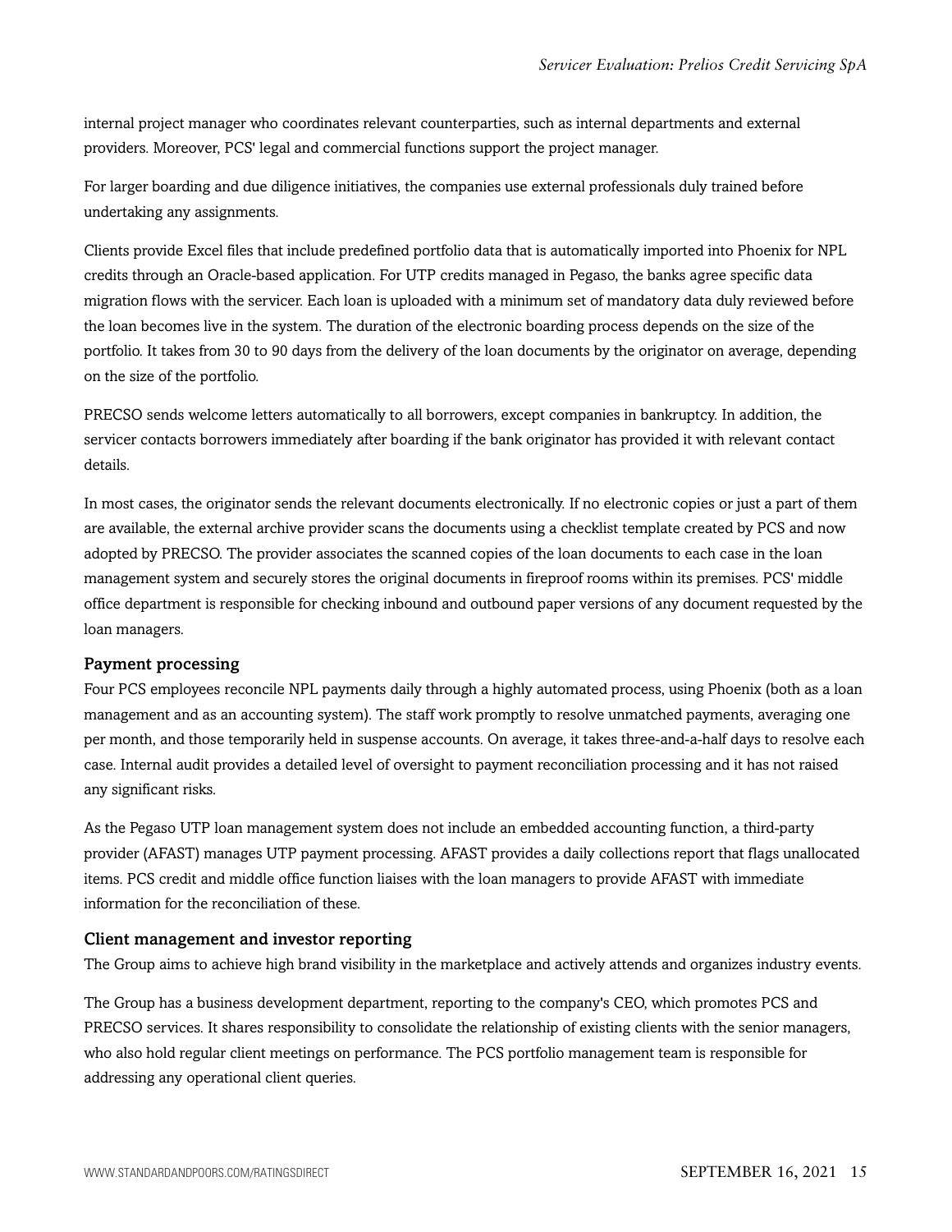internal project manager who coordinates relevant counterparties, such as internal departments and external providers. Moreover, PCS' legal and commercial functions support the project manager.

For larger boarding and due diligence initiatives, the companies use external professionals duly trained before undertaking any assignments.

Clients provide Excel files that include predefined portfolio data that is automatically imported into Phoenix for NPL credits through an Oracle-based application. For UTP credits managed in Pegaso, the banks agree specific data migration flows with the servicer. Each loan is uploaded with a minimum set of mandatory data duly reviewed before the loan becomes live in the system. The duration of the electronic boarding process depends on the size of the portfolio. It takes from 30 to 90 days from the delivery of the loan documents by the originator on average, depending on the size of the portfolio.

PRECSO sends welcome letters automatically to all borrowers, except companies in bankruptcy. In addition, the servicer contacts borrowers immediately after boarding if the bank originator has provided it with relevant contact details.

In most cases, the originator sends the relevant documents electronically. If no electronic copies or just a part of them are available, the external archive provider scans the documents using a checklist template created by PCS and now adopted by PRECSO. The provider associates the scanned copies of the loan documents to each case in the loan management system and securely stores the original documents in fireproof rooms within its premises. PCS' middle office department is responsible for checking inbound and outbound paper versions of any document requested by the loan managers.

### Payment processing

Four PCS employees reconcile NPL payments daily through a highly automated process, using Phoenix (both as a loan management and as an accounting system). The staff work promptly to resolve unmatched payments, averaging one per month, and those temporarily held in suspense accounts. On average, it takes three-and-a-half days to resolve each case. Internal audit provides a detailed level of oversight to payment reconciliation processing and it has not raised any significant risks.

As the Pegaso UTP loan management system does not include an embedded accounting function, a third-party provider (AFAST) manages UTP payment processing. AFAST provides a daily collections report that flags unallocated items. PCS credit and middle office function liaises with the loan managers to provide AFAST with immediate information for the reconciliation of these.

### Client management and investor reporting

The Group aims to achieve high brand visibility in the marketplace and actively attends and organizes industry events.

The Group has a business development department, reporting to the company's CEO, which promotes PCS and PRECSO services. It shares responsibility to consolidate the relationship of existing clients with the senior managers, who also hold regular client meetings on performance. The PCS portfolio management team is responsible for addressing any operational client queries.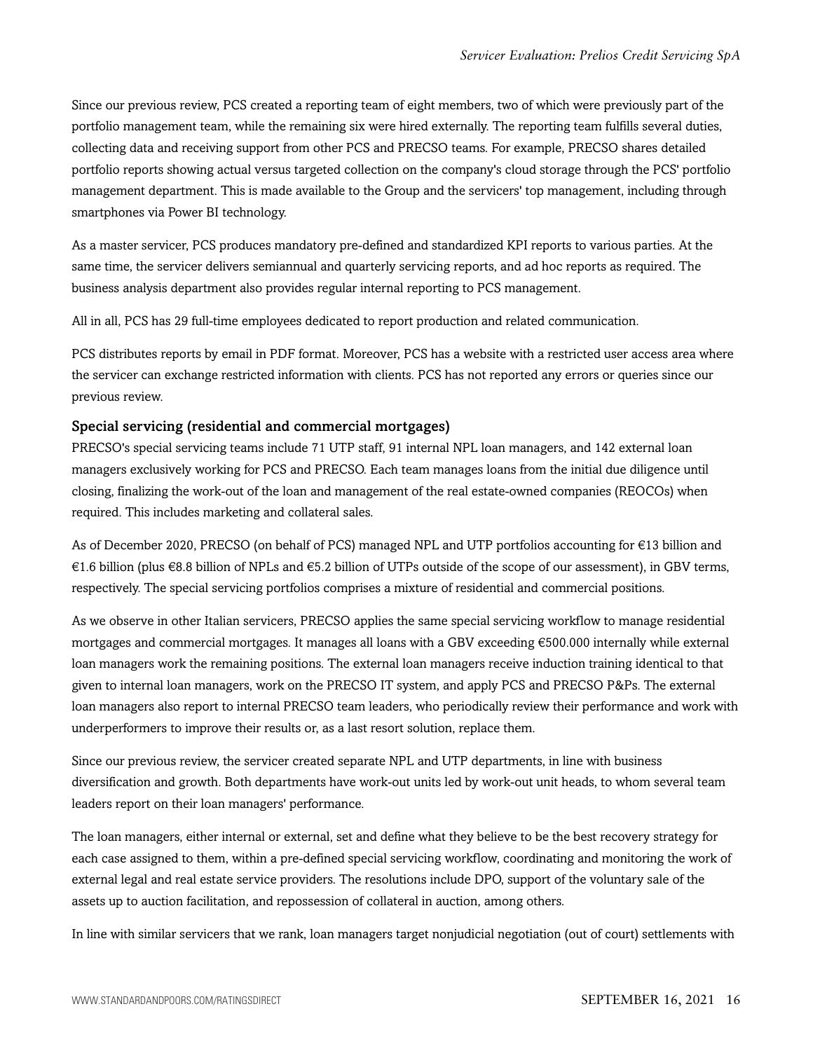Since our previous review, PCS created a reporting team of eight members, two of which were previously part of the portfolio management team, while the remaining six were hired externally. The reporting team fulfills several duties, collecting data and receiving support from other PCS and PRECSO teams. For example, PRECSO shares detailed portfolio reports showing actual versus targeted collection on the company's cloud storage through the PCS' portfolio management department. This is made available to the Group and the servicers' top management, including through smartphones via Power BI technology.

As a master servicer, PCS produces mandatory pre-defined and standardized KPI reports to various parties. At the same time, the servicer delivers semiannual and quarterly servicing reports, and ad hoc reports as required. The business analysis department also provides regular internal reporting to PCS management.

All in all, PCS has 29 full-time employees dedicated to report production and related communication.

PCS distributes reports by email in PDF format. Moreover, PCS has a website with a restricted user access area where the servicer can exchange restricted information with clients. PCS has not reported any errors or queries since our previous review.

### Special servicing (residential and commercial mortgages)

PRECSO's special servicing teams include 71 UTP staff, 91 internal NPL loan managers, and 142 external loan managers exclusively working for PCS and PRECSO. Each team manages loans from the initial due diligence until closing, finalizing the work-out of the loan and management of the real estate-owned companies (REOCOs) when required. This includes marketing and collateral sales.

As of December 2020, PRECSO (on behalf of PCS) managed NPL and UTP portfolios accounting for €13 billion and €1.6 billion (plus €8.8 billion of NPLs and €5.2 billion of UTPs outside of the scope of our assessment), in GBV terms, respectively. The special servicing portfolios comprises a mixture of residential and commercial positions.

As we observe in other Italian servicers, PRECSO applies the same special servicing workflow to manage residential mortgages and commercial mortgages. It manages all loans with a GBV exceeding €500.000 internally while external loan managers work the remaining positions. The external loan managers receive induction training identical to that given to internal loan managers, work on the PRECSO IT system, and apply PCS and PRECSO P&Ps. The external loan managers also report to internal PRECSO team leaders, who periodically review their performance and work with underperformers to improve their results or, as a last resort solution, replace them.

Since our previous review, the servicer created separate NPL and UTP departments, in line with business diversification and growth. Both departments have work-out units led by work-out unit heads, to whom several team leaders report on their loan managers' performance.

The loan managers, either internal or external, set and define what they believe to be the best recovery strategy for each case assigned to them, within a pre-defined special servicing workflow, coordinating and monitoring the work of external legal and real estate service providers. The resolutions include DPO, support of the voluntary sale of the assets up to auction facilitation, and repossession of collateral in auction, among others.

In line with similar servicers that we rank, loan managers target nonjudicial negotiation (out of court) settlements with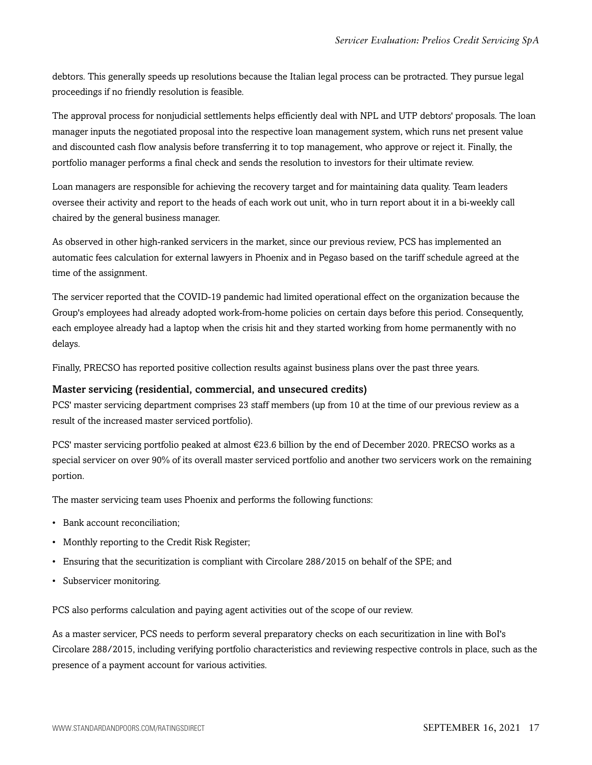debtors. This generally speeds up resolutions because the Italian legal process can be protracted. They pursue legal proceedings if no friendly resolution is feasible.

The approval process for nonjudicial settlements helps efficiently deal with NPL and UTP debtors' proposals. The loan manager inputs the negotiated proposal into the respective loan management system, which runs net present value and discounted cash flow analysis before transferring it to top management, who approve or reject it. Finally, the portfolio manager performs a final check and sends the resolution to investors for their ultimate review.

Loan managers are responsible for achieving the recovery target and for maintaining data quality. Team leaders oversee their activity and report to the heads of each work out unit, who in turn report about it in a bi-weekly call chaired by the general business manager.

As observed in other high-ranked servicers in the market, since our previous review, PCS has implemented an automatic fees calculation for external lawyers in Phoenix and in Pegaso based on the tariff schedule agreed at the time of the assignment.

The servicer reported that the COVID-19 pandemic had limited operational effect on the organization because the Group's employees had already adopted work-from-home policies on certain days before this period. Consequently, each employee already had a laptop when the crisis hit and they started working from home permanently with no delays.

Finally, PRECSO has reported positive collection results against business plans over the past three years.

### Master servicing (residential, commercial, and unsecured credits)

PCS' master servicing department comprises 23 staff members (up from 10 at the time of our previous review as a result of the increased master serviced portfolio).

PCS' master servicing portfolio peaked at almost €23.6 billion by the end of December 2020. PRECSO works as a special servicer on over 90% of its overall master serviced portfolio and another two servicers work on the remaining portion.

The master servicing team uses Phoenix and performs the following functions:

- Bank account reconciliation;
- Monthly reporting to the Credit Risk Register;
- Ensuring that the securitization is compliant with Circolare 288/2015 on behalf of the SPE; and
- Subservicer monitoring.

PCS also performs calculation and paying agent activities out of the scope of our review.

As a master servicer, PCS needs to perform several preparatory checks on each securitization in line with BoI's Circolare 288/2015, including verifying portfolio characteristics and reviewing respective controls in place, such as the presence of a payment account for various activities.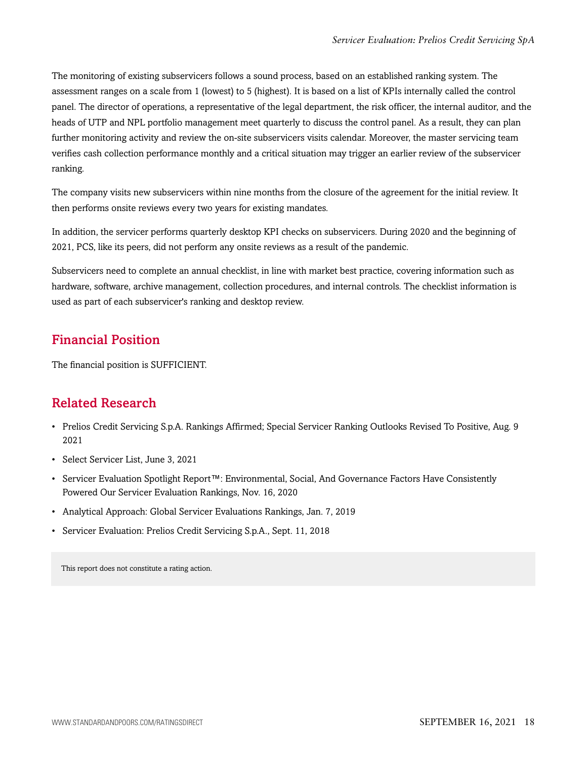The monitoring of existing subservicers follows a sound process, based on an established ranking system. The assessment ranges on a scale from 1 (lowest) to 5 (highest). It is based on a list of KPIs internally called the control panel. The director of operations, a representative of the legal department, the risk officer, the internal auditor, and the heads of UTP and NPL portfolio management meet quarterly to discuss the control panel. As a result, they can plan further monitoring activity and review the on-site subservicers visits calendar. Moreover, the master servicing team verifies cash collection performance monthly and a critical situation may trigger an earlier review of the subservicer ranking.

The company visits new subservicers within nine months from the closure of the agreement for the initial review. It then performs onsite reviews every two years for existing mandates.

In addition, the servicer performs quarterly desktop KPI checks on subservicers. During 2020 and the beginning of 2021, PCS, like its peers, did not perform any onsite reviews as a result of the pandemic.

Subservicers need to complete an annual checklist, in line with market best practice, covering information such as hardware, software, archive management, collection procedures, and internal controls. The checklist information is used as part of each subservicer's ranking and desktop review.

## Financial Position

The financial position is SUFFICIENT.

## Related Research

- Prelios Credit Servicing S.p.A. Rankings Affirmed; Special Servicer Ranking Outlooks Revised To Positive, Aug. 9 2021
- Select Servicer List, June 3, 2021
- Servicer Evaluation Spotlight Report™: Environmental, Social, And Governance Factors Have Consistently Powered Our Servicer Evaluation Rankings, Nov. 16, 2020
- Analytical Approach: Global Servicer Evaluations Rankings, Jan. 7, 2019
- Servicer Evaluation: Prelios Credit Servicing S.p.A., Sept. 11, 2018

This report does not constitute a rating action.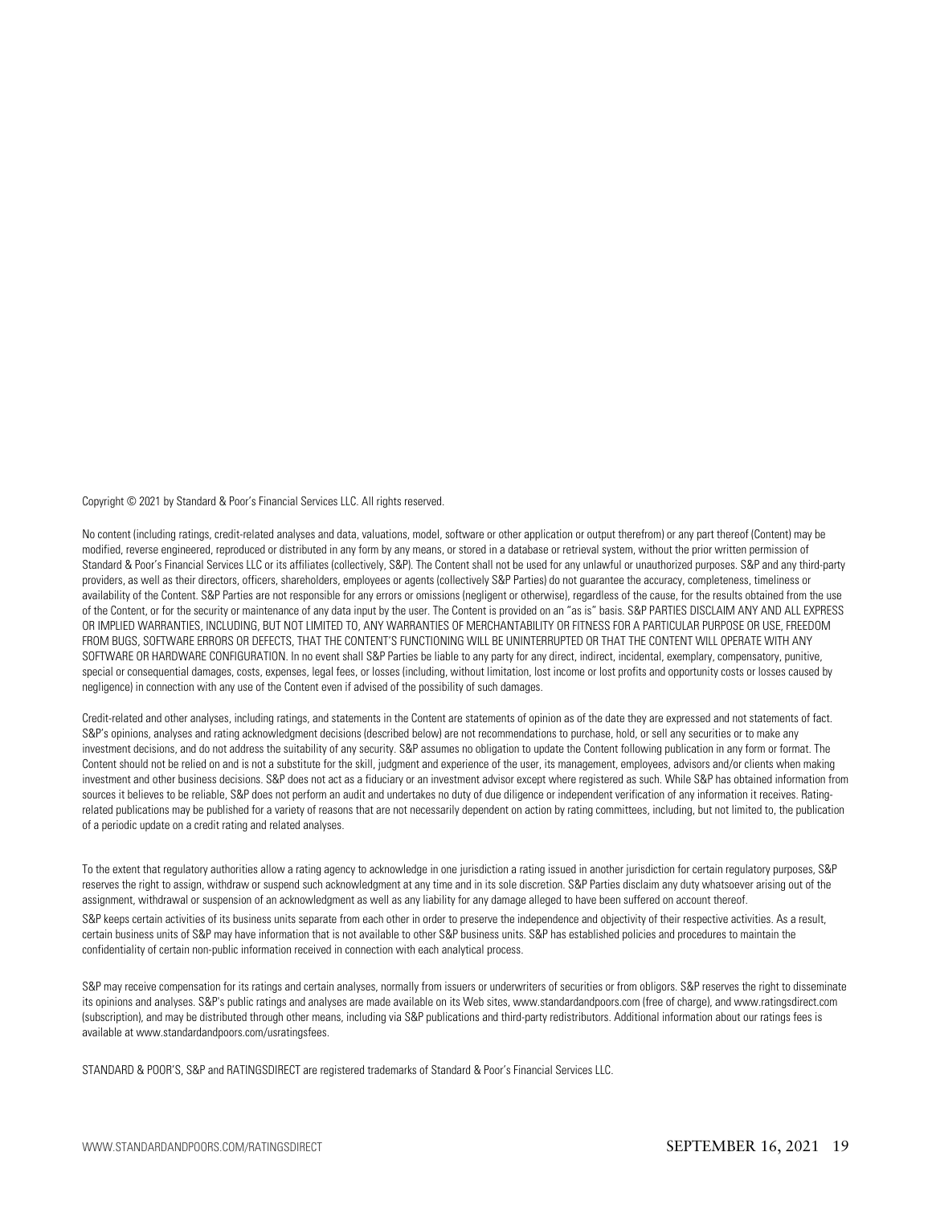Copyright © 2021 by Standard & Poor's Financial Services LLC. All rights reserved.

No content (including ratings, credit-related analyses and data, valuations, model, software or other application or output therefrom) or any part thereof (Content) may be modified, reverse engineered, reproduced or distributed in any form by any means, or stored in a database or retrieval system, without the prior written permission of Standard & Poor's Financial Services LLC or its affiliates (collectively, S&P). The Content shall not be used for any unlawful or unauthorized purposes. S&P and any third-party providers, as well as their directors, officers, shareholders, employees or agents (collectively S&P Parties) do not guarantee the accuracy, completeness, timeliness or availability of the Content. S&P Parties are not responsible for any errors or omissions (negligent or otherwise), regardless of the cause, for the results obtained from the use of the Content, or for the security or maintenance of any data input by the user. The Content is provided on an "as is" basis. S&P PARTIES DISCLAIM ANY AND ALL EXPRESS OR IMPLIED WARRANTIES, INCLUDING, BUT NOT LIMITED TO, ANY WARRANTIES OF MERCHANTABILITY OR FITNESS FOR A PARTICULAR PURPOSE OR USE, FREEDOM FROM BUGS, SOFTWARE ERRORS OR DEFECTS, THAT THE CONTENT'S FUNCTIONING WILL BE UNINTERRUPTED OR THAT THE CONTENT WILL OPERATE WITH ANY SOFTWARE OR HARDWARE CONFIGURATION. In no event shall S&P Parties be liable to any party for any direct, indirect, incidental, exemplary, compensatory, punitive, special or consequential damages, costs, expenses, legal fees, or losses (including, without limitation, lost income or lost profits and opportunity costs or losses caused by negligence) in connection with any use of the Content even if advised of the possibility of such damages.

Credit-related and other analyses, including ratings, and statements in the Content are statements of opinion as of the date they are expressed and not statements of fact. S&P's opinions, analyses and rating acknowledgment decisions (described below) are not recommendations to purchase, hold, or sell any securities or to make any investment decisions, and do not address the suitability of any security. S&P assumes no obligation to update the Content following publication in any form or format. The Content should not be relied on and is not a substitute for the skill, judgment and experience of the user, its management, employees, advisors and/or clients when making investment and other business decisions. S&P does not act as a fiduciary or an investment advisor except where registered as such. While S&P has obtained information from sources it believes to be reliable, S&P does not perform an audit and undertakes no duty of due diligence or independent verification of any information it receives. Rating-related publications may be published for a variety of reasons that are not necessarily dependent on action by rating committees, including, but not limited to, the publication of a periodic update on a credit rating and related analyses.

To the extent that regulatory authorities allow a rating agency to acknowledge in one jurisdiction a rating issued in another jurisdiction for certain regulatory purposes, S&P reserves the right to assign, withdraw or suspend such acknowledgment at any time and in its sole discretion. S&P Parties disclaim any duty whatsoever arising out of the assignment, withdrawal or suspension of an acknowledgment as well as any liability for any damage alleged to have been suffered on account thereof.

S&P keeps certain activities of its business units separate from each other in order to preserve the independence and objectivity of their respective activities. As a result, certain business units of S&P may have information that is not available to other S&P business units. S&P has established policies and procedures to maintain the confidentiality of certain non-public information received in connection with each analytical process.

S&P may receive compensation for its ratings and certain analyses, normally from issuers or underwriters of securities or from obligors. S&P reserves the right to disseminate its opinions and analyses. S&P's public ratings and analyses are made available on its Web sites, www.standardandpoors.com (free of charge), and www.ratingsdirect.com (subscription), and may be distributed through other means, including via S&P publications and third-party redistributors. Additional information about our ratings fees is available at www.standardandpoors.com/usratingsfees.

STANDARD & POOR'S, S&P and RATINGSDIRECT are registered trademarks of Standard & Poor's Financial Services LLC.